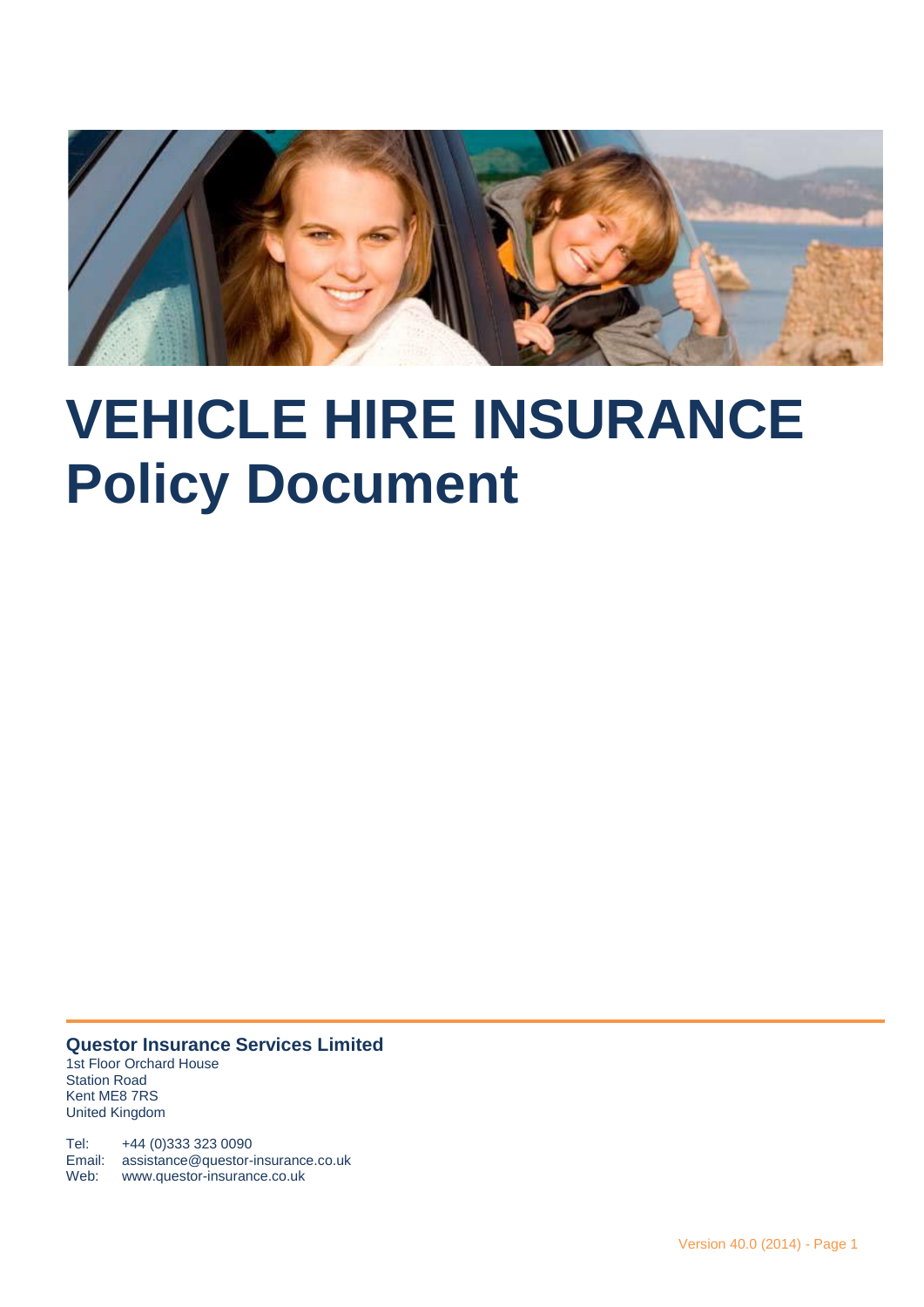# VEHICLE HIRE INSURANCE Policy Document

**Questor Insurance Services Limited**
1st Floor Orchard House
Station Road
Kent ME8 7RS
United Kingdom

Tel: +44 (0)333 323 0090
Email: assistance@questor-insurance.co.uk
Web: www.questor-insurance.co.uk

Version 40.0 (2014)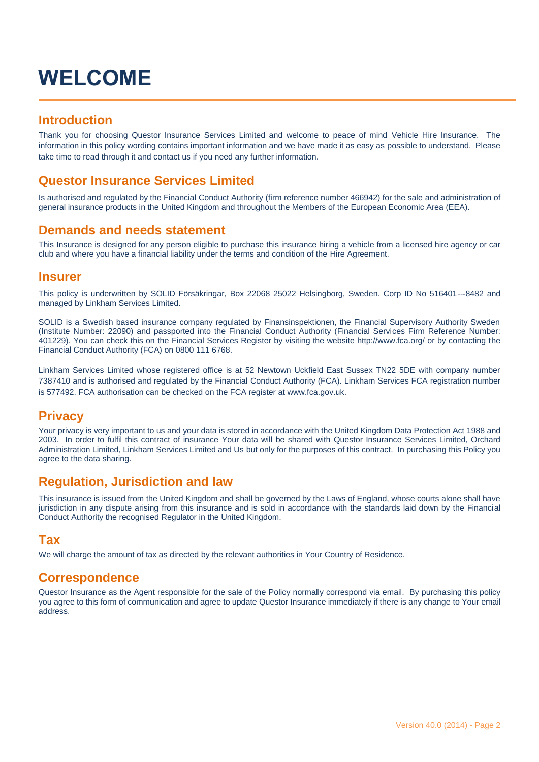# WELCOME

## Introduction

Thank you for choosing Questor Insurance Services Limited and welcome to peace of mind Vehicle Hire Insurance. The information in this policy wording contains important information and we have made it as easy as possible to understand. Please take time to read through it and contact us if you need any further information.

## Questor Insurance Services Limited

Is authorised and regulated by the Financial Conduct Authority (firm reference number 466942) for the sale and administration of general insurance products in the United Kingdom and throughout the Members of the European Economic Area (EEA).

## Demands and needs statement

This Insurance is designed for any person eligible to purchase this insurance hiring a vehicle from a licensed hire agency or car club and where you have a financial liability under the terms and condition of the Hire Agreement.

## Insurer

This policy is underwritten by SOLID Försäkringar, Box 22068 25022 Helsingborg, Sweden. Corp ID No 516401---8482 and managed by Linkham Services Limited.

SOLID is a Swedish based insurance company regulated by Finansinspektionen, the Financial Supervisory Authority Sweden (Institute Number: 22090) and passported into the Financial Conduct Authority (Financial Services Firm Reference Number: 401229). You can check this on the Financial Services Register by visiting the website http://www.fca.org/ or by contacting the Financial Conduct Authority (FCA) on 0800 111 6768.

Linkham Services Limited whose registered office is at 52 Newtown Uckfield East Sussex TN22 5DE with company number 7387410 and is authorised and regulated by the Financial Conduct Authority (FCA). Linkham Services FCA registration number is 577492. FCA authorisation can be checked on the FCA register at www.fca.gov.uk.

## Privacy

Your privacy is very important to us and your data is stored in accordance with the United Kingdom Data Protection Act 1988 and 2003. In order to fulfil this contract of insurance Your data will be shared with Questor Insurance Services Limited, Orchard Administration Limited, Linkham Services Limited and Us but only for the purposes of this contract. In purchasing this Policy you agree to the data sharing.

## Regulation, Jurisdiction and law

This insurance is issued from the United Kingdom and shall be governed by the Laws of England, whose courts alone shall have jurisdiction in any dispute arising from this insurance and is sold in accordance with the standards laid down by the Financial Conduct Authority the recognised Regulator in the United Kingdom.

## Tax

We will charge the amount of tax as directed by the relevant authorities in Your Country of Residence.

## Correspondence

Questor Insurance as the Agent responsible for the sale of the Policy normally correspond via email. By purchasing this policy you agree to this form of communication and agree to update Questor Insurance immediately if there is any change to Your email address.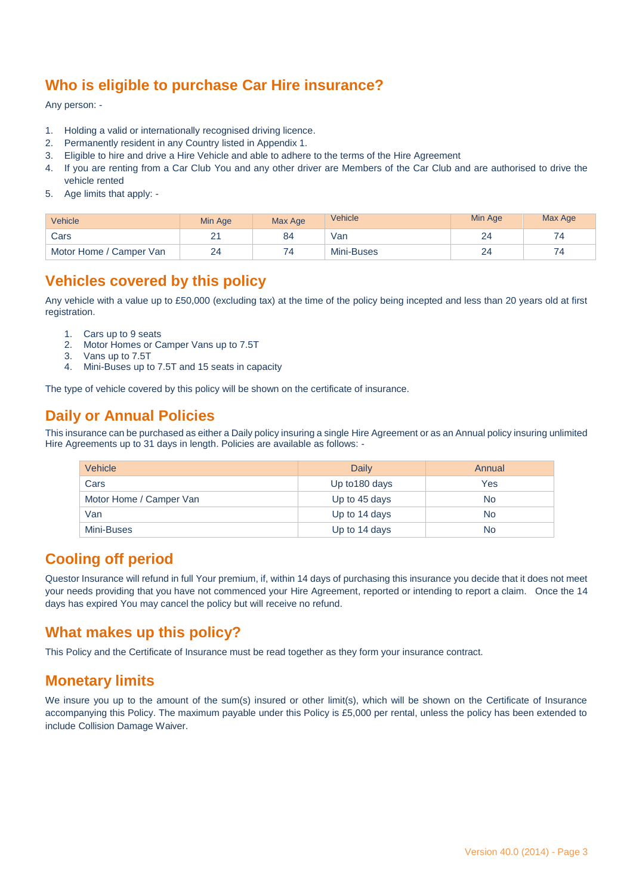## Who is eligible to purchase Car Hire insurance?

Any person: -

1. Holding a valid or internationally recognised driving licence.
2. Permanently resident in any Country listed in Appendix 1.
3. Eligible to hire and drive a Hire Vehicle and able to adhere to the terms of the Hire Agreement
4. If you are renting from a Car Club You and any other driver are Members of the Car Club and are authorised to drive the vehicle rented
5. Age limits that apply: -

| Vehicle | Min Age | Max Age | Vehicle | Min Age | Max Age |
|---|---|---|---|---|---|
| Cars | 21 | 84 | Van | 24 | 74 |
| Motor Home / Camper Van | 24 | 74 | Mini-Buses | 24 | 74 |

## Vehicles covered by this policy

Any vehicle with a value up to £50,000 (excluding tax) at the time of the policy being incepted and less than 20 years old at first registration.

1. Cars up to 9 seats
2. Motor Homes or Camper Vans up to 7.5T
3. Vans up to 7.5T
4. Mini-Buses up to 7.5T and 15 seats in capacity

The type of vehicle covered by this policy will be shown on the certificate of insurance.

## Daily or Annual Policies

This insurance can be purchased as either a Daily policy insuring a single Hire Agreement or as an Annual policy insuring unlimited Hire Agreements up to 31 days in length. Policies are available as follows: -

| Vehicle | Daily | Annual |
|---|---|---|
| Cars | Up to180 days | Yes |
| Motor Home / Camper Van | Up to 45 days | No |
| Van | Up to 14 days | No |
| Mini-Buses | Up to 14 days | No |

## Cooling off period

Questor Insurance will refund in full Your premium, if, within 14 days of purchasing this insurance you decide that it does not meet your needs providing that you have not commenced your Hire Agreement, reported or intending to report a claim. Once the 14 days has expired You may cancel the policy but will receive no refund.

## What makes up this policy?

This Policy and the Certificate of Insurance must be read together as they form your insurance contract.

## Monetary limits

We insure you up to the amount of the sum(s) insured or other limit(s), which will be shown on the Certificate of Insurance accompanying this Policy. The maximum payable under this Policy is £5,000 per rental, unless the policy has been extended to include Collision Damage Waiver.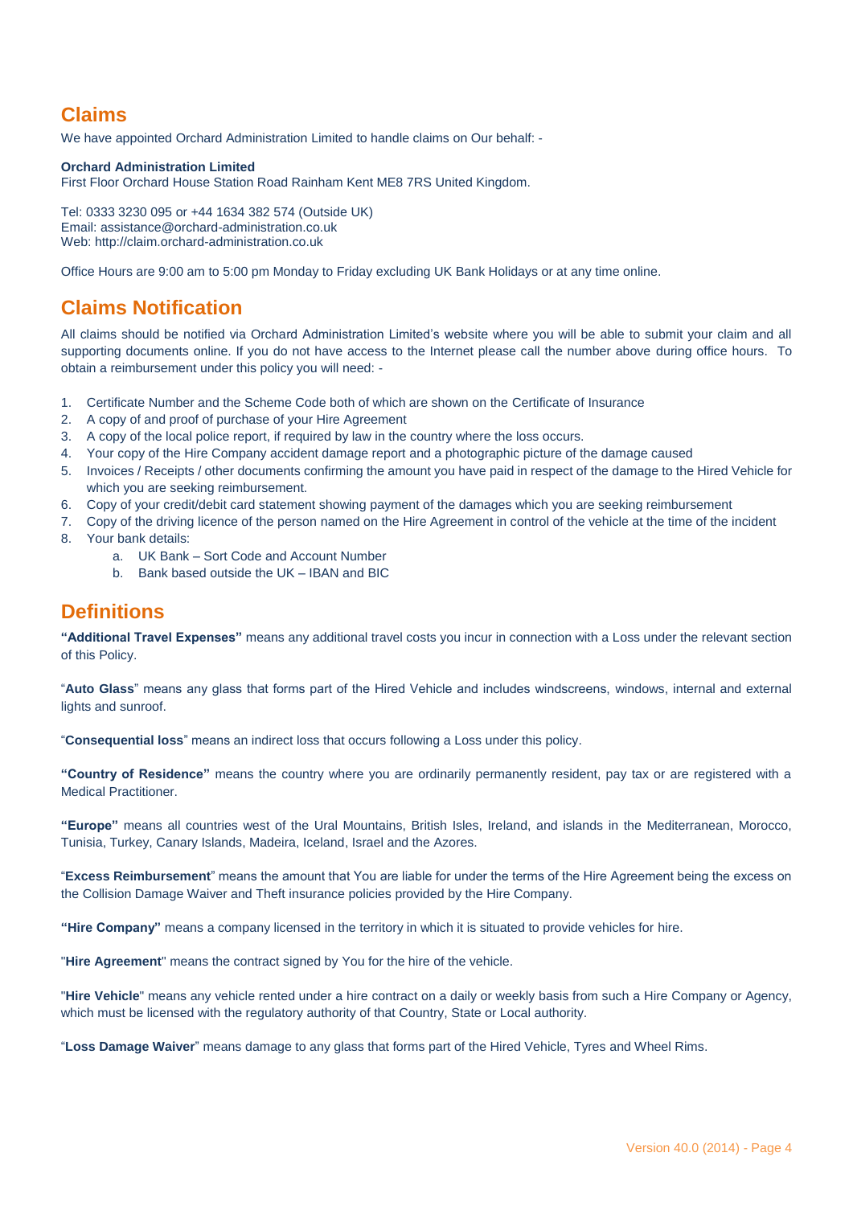## Claims

We have appointed Orchard Administration Limited to handle claims on Our behalf: -

**Orchard Administration Limited**
First Floor Orchard House Station Road Rainham Kent ME8 7RS United Kingdom.

Tel: 0333 3230 095 or +44 1634 382 574 (Outside UK)
Email: assistance@orchard-administration.co.uk
Web: http://claim.orchard-administration.co.uk

Office Hours are 9:00 am to 5:00 pm Monday to Friday excluding UK Bank Holidays or at any time online.

## Claims Notification

All claims should be notified via Orchard Administration Limited's website where you will be able to submit your claim and all supporting documents online. If you do not have access to the Internet please call the number above during office hours. To obtain a reimbursement under this policy you will need: -

1. Certificate Number and the Scheme Code both of which are shown on the Certificate of Insurance
2. A copy of and proof of purchase of your Hire Agreement
3. A copy of the local police report, if required by law in the country where the loss occurs.
4. Your copy of the Hire Company accident damage report and a photographic picture of the damage caused
5. Invoices / Receipts / other documents confirming the amount you have paid in respect of the damage to the Hired Vehicle for which you are seeking reimbursement.
6. Copy of your credit/debit card statement showing payment of the damages which you are seeking reimbursement
7. Copy of the driving licence of the person named on the Hire Agreement in control of the vehicle at the time of the incident
8. Your bank details:
   a. UK Bank – Sort Code and Account Number
   b. Bank based outside the UK – IBAN and BIC

## Definitions

**"Additional Travel Expenses"** means any additional travel costs you incur in connection with a Loss under the relevant section of this Policy.

"**Auto Glass**" means any glass that forms part of the Hired Vehicle and includes windscreens, windows, internal and external lights and sunroof.

"**Consequential loss**" means an indirect loss that occurs following a Loss under this policy.

**"Country of Residence"** means the country where you are ordinarily permanently resident, pay tax or are registered with a Medical Practitioner.

**"Europe"** means all countries west of the Ural Mountains, British Isles, Ireland, and islands in the Mediterranean, Morocco, Tunisia, Turkey, Canary Islands, Madeira, Iceland, Israel and the Azores.

"**Excess Reimbursement**" means the amount that You are liable for under the terms of the Hire Agreement being the excess on the Collision Damage Waiver and Theft insurance policies provided by the Hire Company.

**"Hire Company"** means a company licensed in the territory in which it is situated to provide vehicles for hire.

"**Hire Agreement**" means the contract signed by You for the hire of the vehicle.

"**Hire Vehicle**" means any vehicle rented under a hire contract on a daily or weekly basis from such a Hire Company or Agency, which must be licensed with the regulatory authority of that Country, State or Local authority.

"**Loss Damage Waiver**" means damage to any glass that forms part of the Hired Vehicle, Tyres and Wheel Rims.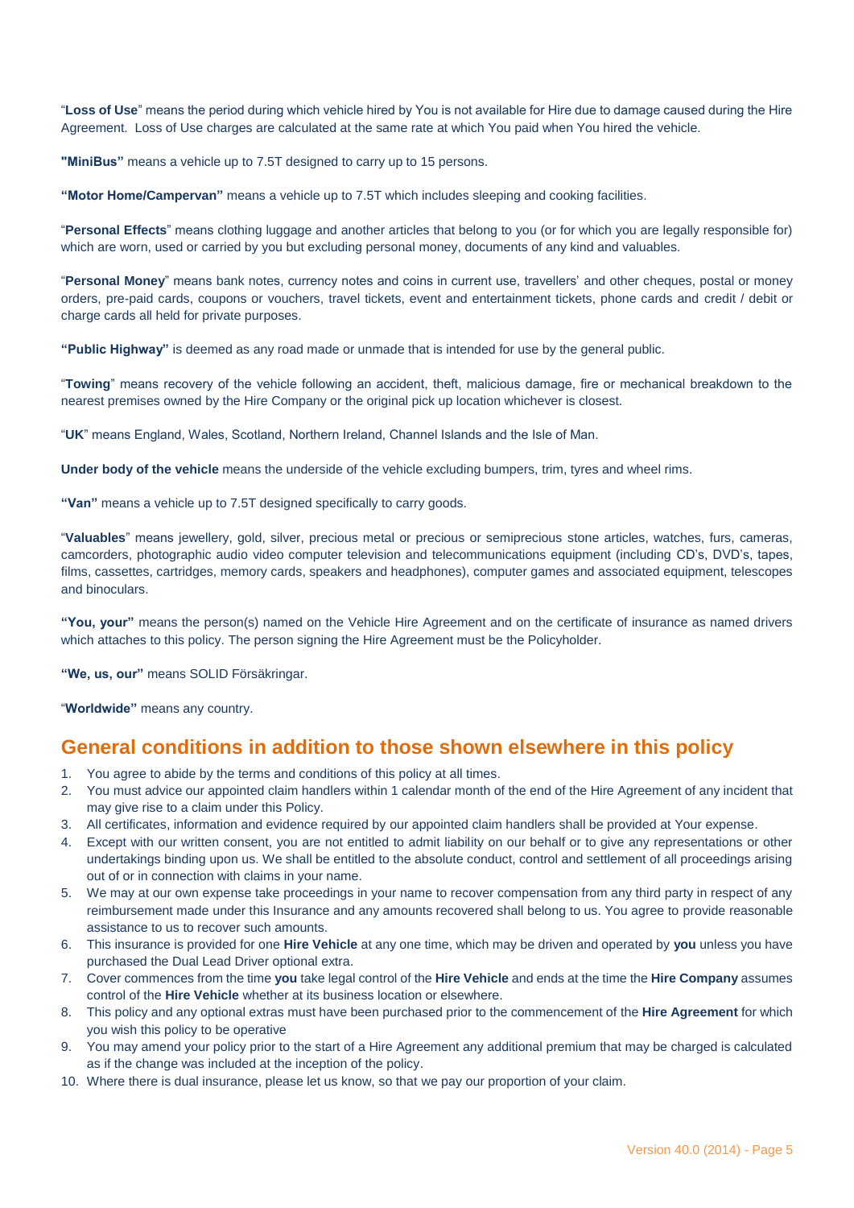"**Loss of Use**" means the period during which vehicle hired by You is not available for Hire due to damage caused during the Hire Agreement. Loss of Use charges are calculated at the same rate at which You paid when You hired the vehicle.

**"MiniBus"** means a vehicle up to 7.5T designed to carry up to 15 persons.

**"Motor Home/Campervan"** means a vehicle up to 7.5T which includes sleeping and cooking facilities.

"**Personal Effects**" means clothing luggage and another articles that belong to you (or for which you are legally responsible for) which are worn, used or carried by you but excluding personal money, documents of any kind and valuables.

"**Personal Money**" means bank notes, currency notes and coins in current use, travellers' and other cheques, postal or money orders, pre-paid cards, coupons or vouchers, travel tickets, event and entertainment tickets, phone cards and credit / debit or charge cards all held for private purposes.

**"Public Highway"** is deemed as any road made or unmade that is intended for use by the general public.

"**Towing**" means recovery of the vehicle following an accident, theft, malicious damage, fire or mechanical breakdown to the nearest premises owned by the Hire Company or the original pick up location whichever is closest.

"**UK**" means England, Wales, Scotland, Northern Ireland, Channel Islands and the Isle of Man.

**Under body of the vehicle** means the underside of the vehicle excluding bumpers, trim, tyres and wheel rims.

**"Van"** means a vehicle up to 7.5T designed specifically to carry goods.

"**Valuables**" means jewellery, gold, silver, precious metal or precious or semiprecious stone articles, watches, furs, cameras, camcorders, photographic audio video computer television and telecommunications equipment (including CD's, DVD's, tapes, films, cassettes, cartridges, memory cards, speakers and headphones), computer games and associated equipment, telescopes and binoculars.

**"You, your"** means the person(s) named on the Vehicle Hire Agreement and on the certificate of insurance as named drivers which attaches to this policy. The person signing the Hire Agreement must be the Policyholder.

**"We, us, our"** means SOLID Försäkringar.

"**Worldwide"** means any country.

## General conditions in addition to those shown elsewhere in this policy

1. You agree to abide by the terms and conditions of this policy at all times.
2. You must advice our appointed claim handlers within 1 calendar month of the end of the Hire Agreement of any incident that may give rise to a claim under this Policy.
3. All certificates, information and evidence required by our appointed claim handlers shall be provided at Your expense.
4. Except with our written consent, you are not entitled to admit liability on our behalf or to give any representations or other undertakings binding upon us. We shall be entitled to the absolute conduct, control and settlement of all proceedings arising out of or in connection with claims in your name.
5. We may at our own expense take proceedings in your name to recover compensation from any third party in respect of any reimbursement made under this Insurance and any amounts recovered shall belong to us. You agree to provide reasonable assistance to us to recover such amounts.
6. This insurance is provided for one **Hire Vehicle** at any one time, which may be driven and operated by **you** unless you have purchased the Dual Lead Driver optional extra.
7. Cover commences from the time **you** take legal control of the **Hire Vehicle** and ends at the time the **Hire Company** assumes control of the **Hire Vehicle** whether at its business location or elsewhere.
8. This policy and any optional extras must have been purchased prior to the commencement of the **Hire Agreement** for which you wish this policy to be operative
9. You may amend your policy prior to the start of a Hire Agreement any additional premium that may be charged is calculated as if the change was included at the inception of the policy.
10. Where there is dual insurance, please let us know, so that we pay our proportion of your claim.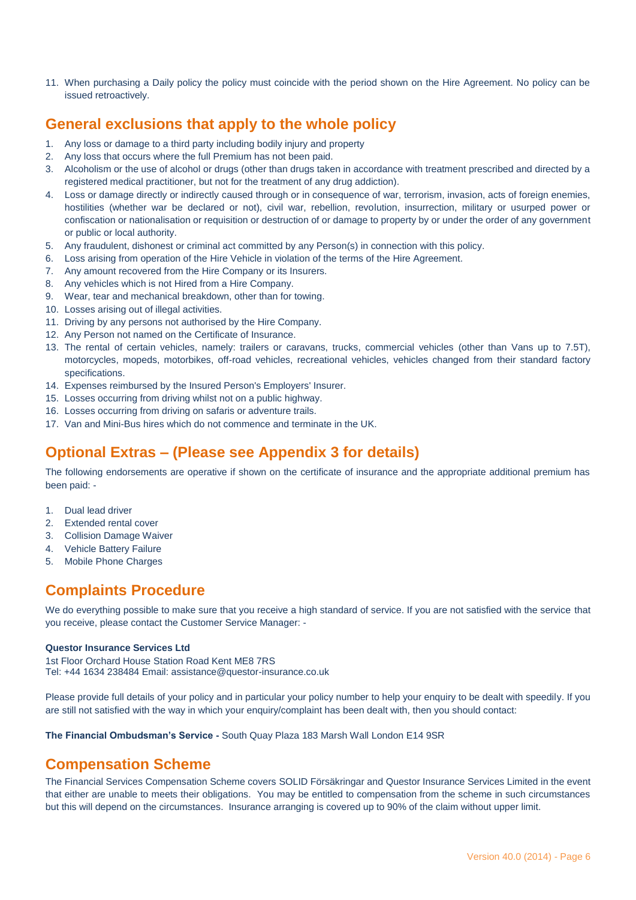11. When purchasing a Daily policy the policy must coincide with the period shown on the Hire Agreement. No policy can be issued retroactively.

## General exclusions that apply to the whole policy

1. Any loss or damage to a third party including bodily injury and property
2. Any loss that occurs where the full Premium has not been paid.
3. Alcoholism or the use of alcohol or drugs (other than drugs taken in accordance with treatment prescribed and directed by a registered medical practitioner, but not for the treatment of any drug addiction).
4. Loss or damage directly or indirectly caused through or in consequence of war, terrorism, invasion, acts of foreign enemies, hostilities (whether war be declared or not), civil war, rebellion, revolution, insurrection, military or usurped power or confiscation or nationalisation or requisition or destruction of or damage to property by or under the order of any government or public or local authority.
5. Any fraudulent, dishonest or criminal act committed by any Person(s) in connection with this policy.
6. Loss arising from operation of the Hire Vehicle in violation of the terms of the Hire Agreement.
7. Any amount recovered from the Hire Company or its Insurers.
8. Any vehicles which is not Hired from a Hire Company.
9. Wear, tear and mechanical breakdown, other than for towing.
10. Losses arising out of illegal activities.
11. Driving by any persons not authorised by the Hire Company.
12. Any Person not named on the Certificate of Insurance.
13. The rental of certain vehicles, namely: trailers or caravans, trucks, commercial vehicles (other than Vans up to 7.5T), motorcycles, mopeds, motorbikes, off-road vehicles, recreational vehicles, vehicles changed from their standard factory specifications.
14. Expenses reimbursed by the Insured Person's Employers' Insurer.
15. Losses occurring from driving whilst not on a public highway.
16. Losses occurring from driving on safaris or adventure trails.
17. Van and Mini-Bus hires which do not commence and terminate in the UK.

## Optional Extras – (Please see Appendix 3 for details)

The following endorsements are operative if shown on the certificate of insurance and the appropriate additional premium has been paid: -

1. Dual lead driver
2. Extended rental cover
3. Collision Damage Waiver
4. Vehicle Battery Failure
5. Mobile Phone Charges

## Complaints Procedure

We do everything possible to make sure that you receive a high standard of service. If you are not satisfied with the service that you receive, please contact the Customer Service Manager: -

**Questor Insurance Services Ltd**
1st Floor Orchard House Station Road Kent ME8 7RS
Tel: +44 1634 238484 Email: assistance@questor-insurance.co.uk

Please provide full details of your policy and in particular your policy number to help your enquiry to be dealt with speedily. If you are still not satisfied with the way in which your enquiry/complaint has been dealt with, then you should contact:

**The Financial Ombudsman's Service -** South Quay Plaza 183 Marsh Wall London E14 9SR

## Compensation Scheme

The Financial Services Compensation Scheme covers SOLID Försäkringar and Questor Insurance Services Limited in the event that either are unable to meets their obligations. You may be entitled to compensation from the scheme in such circumstances but this will depend on the circumstances. Insurance arranging is covered up to 90% of the claim without upper limit.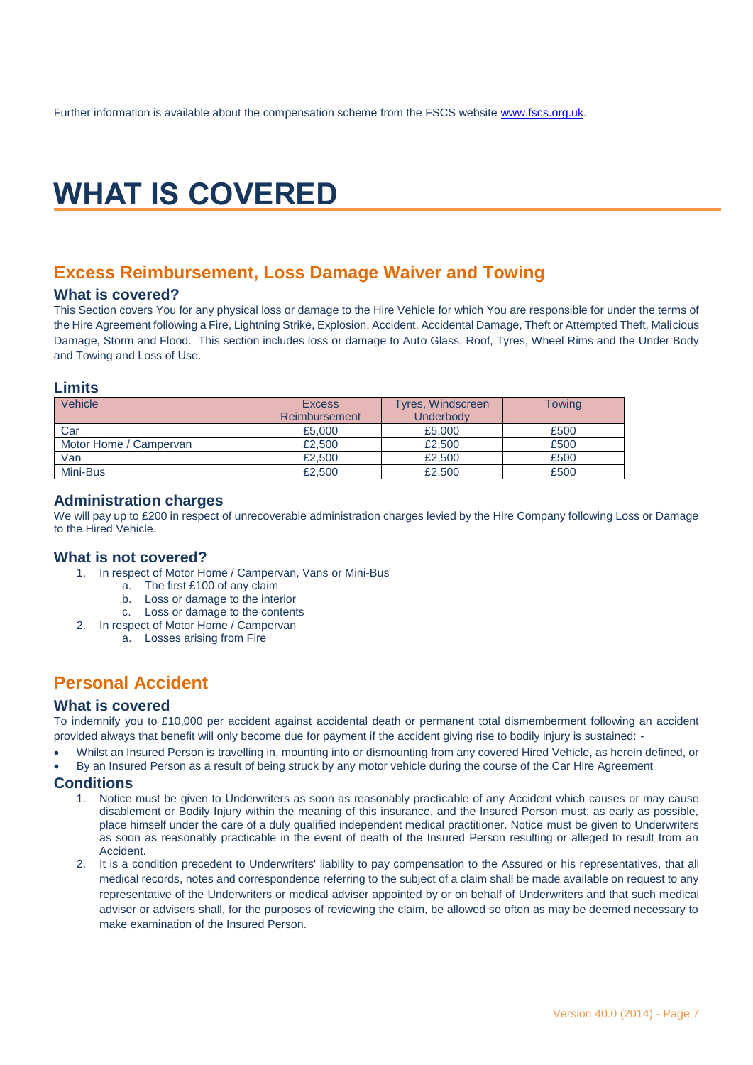Further information is available about the compensation scheme from the FSCS website [www.fscs.org.uk](http://www.fscs.org.uk).

# WHAT IS COVERED

## Excess Reimbursement, Loss Damage Waiver and Towing

### What is covered?

This Section covers You for any physical loss or damage to the Hire Vehicle for which You are responsible for under the terms of the Hire Agreement following a Fire, Lightning Strike, Explosion, Accident, Accidental Damage, Theft or Attempted Theft, Malicious Damage, Storm and Flood. This section includes loss or damage to Auto Glass, Roof, Tyres, Wheel Rims and the Under Body and Towing and Loss of Use.

### Limits

| Vehicle | Excess Reimbursement | Tyres, Windscreen Underbody | Towing |
|---|---|---|---|
| Car | £5,000 | £5,000 | £500 |
| Motor Home / Campervan | £2,500 | £2,500 | £500 |
| Van | £2,500 | £2,500 | £500 |
| Mini-Bus | £2,500 | £2,500 | £500 |

### Administration charges

We will pay up to £200 in respect of unrecoverable administration charges levied by the Hire Company following Loss or Damage to the Hired Vehicle.

### What is not covered?

1. In respect of Motor Home / Campervan, Vans or Mini-Bus
   a. The first £100 of any claim
   b. Loss or damage to the interior
   c. Loss or damage to the contents
2. In respect of Motor Home / Campervan
   a. Losses arising from Fire

## Personal Accident

### What is covered

To indemnify you to £10,000 per accident against accidental death or permanent total dismemberment following an accident provided always that benefit will only become due for payment if the accident giving rise to bodily injury is sustained: -

- Whilst an Insured Person is travelling in, mounting into or dismounting from any covered Hired Vehicle, as herein defined, or
- By an Insured Person as a result of being struck by any motor vehicle during the course of the Car Hire Agreement

### Conditions

1. Notice must be given to Underwriters as soon as reasonably practicable of any Accident which causes or may cause disablement or Bodily Injury within the meaning of this insurance, and the Insured Person must, as early as possible, place himself under the care of a duly qualified independent medical practitioner. Notice must be given to Underwriters as soon as reasonably practicable in the event of death of the Insured Person resulting or alleged to result from an Accident.
2. It is a condition precedent to Underwriters' liability to pay compensation to the Assured or his representatives, that all medical records, notes and correspondence referring to the subject of a claim shall be made available on request to any representative of the Underwriters or medical adviser appointed by or on behalf of Underwriters and that such medical adviser or advisers shall, for the purposes of reviewing the claim, be allowed so often as may be deemed necessary to make examination of the Insured Person.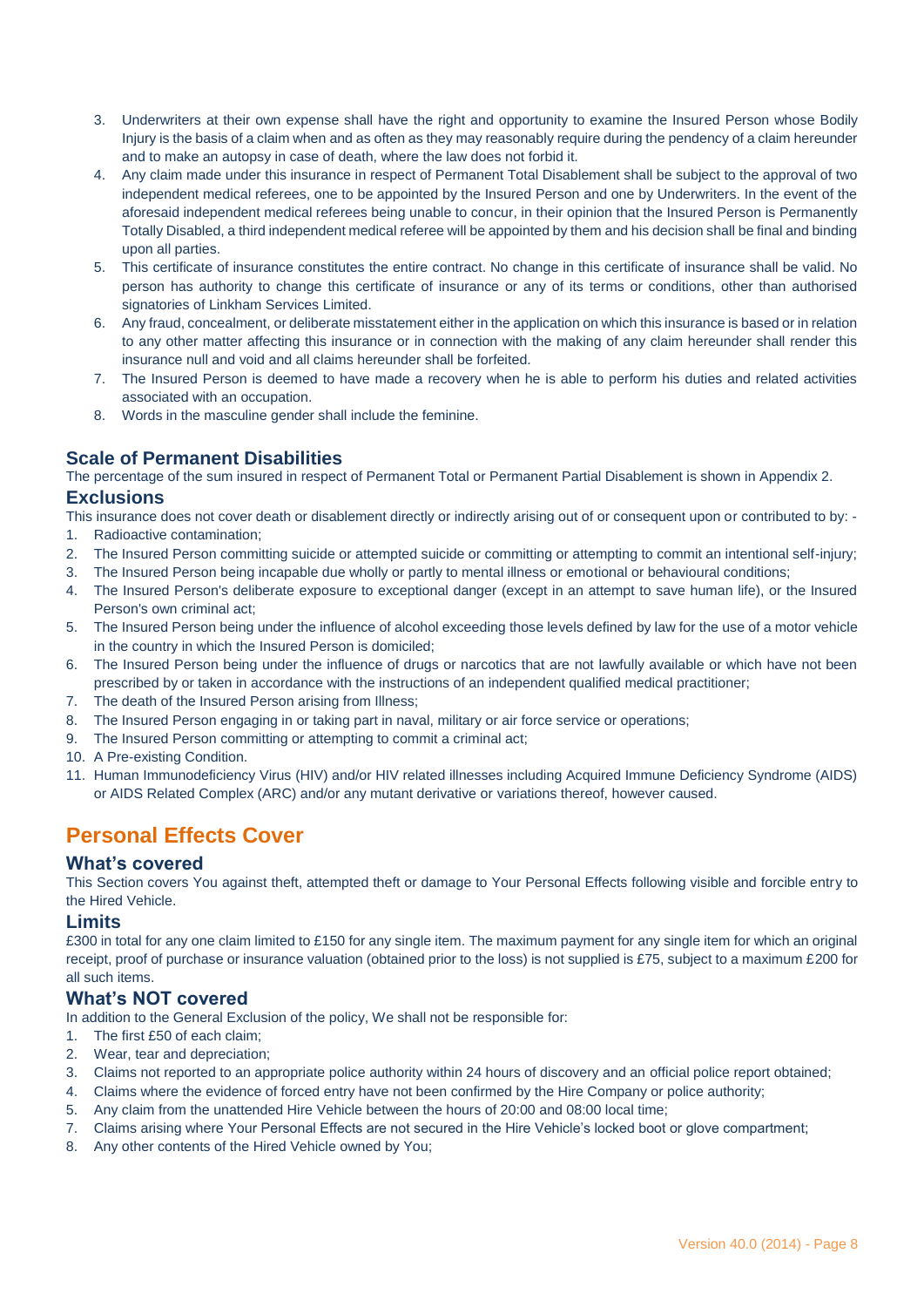3. Underwriters at their own expense shall have the right and opportunity to examine the Insured Person whose Bodily Injury is the basis of a claim when and as often as they may reasonably require during the pendency of a claim hereunder and to make an autopsy in case of death, where the law does not forbid it.
4. Any claim made under this insurance in respect of Permanent Total Disablement shall be subject to the approval of two independent medical referees, one to be appointed by the Insured Person and one by Underwriters. In the event of the aforesaid independent medical referees being unable to concur, in their opinion that the Insured Person is Permanently Totally Disabled, a third independent medical referee will be appointed by them and his decision shall be final and binding upon all parties.
5. This certificate of insurance constitutes the entire contract. No change in this certificate of insurance shall be valid. No person has authority to change this certificate of insurance or any of its terms or conditions, other than authorised signatories of Linkham Services Limited.
6. Any fraud, concealment, or deliberate misstatement either in the application on which this insurance is based or in relation to any other matter affecting this insurance or in connection with the making of any claim hereunder shall render this insurance null and void and all claims hereunder shall be forfeited.
7. The Insured Person is deemed to have made a recovery when he is able to perform his duties and related activities associated with an occupation.
8. Words in the masculine gender shall include the feminine.

### Scale of Permanent Disabilities

The percentage of the sum insured in respect of Permanent Total or Permanent Partial Disablement is shown in Appendix 2.

### Exclusions

This insurance does not cover death or disablement directly or indirectly arising out of or consequent upon or contributed to by: -

1. Radioactive contamination;
2. The Insured Person committing suicide or attempted suicide or committing or attempting to commit an intentional self-injury;
3. The Insured Person being incapable due wholly or partly to mental illness or emotional or behavioural conditions;
4. The Insured Person's deliberate exposure to exceptional danger (except in an attempt to save human life), or the Insured Person's own criminal act;
5. The Insured Person being under the influence of alcohol exceeding those levels defined by law for the use of a motor vehicle in the country in which the Insured Person is domiciled;
6. The Insured Person being under the influence of drugs or narcotics that are not lawfully available or which have not been prescribed by or taken in accordance with the instructions of an independent qualified medical practitioner;
7. The death of the Insured Person arising from Illness;
8. The Insured Person engaging in or taking part in naval, military or air force service or operations;
9. The Insured Person committing or attempting to commit a criminal act;
10. A Pre-existing Condition.
11. Human Immunodeficiency Virus (HIV) and/or HIV related illnesses including Acquired Immune Deficiency Syndrome (AIDS) or AIDS Related Complex (ARC) and/or any mutant derivative or variations thereof, however caused.

## Personal Effects Cover

### What's covered

This Section covers You against theft, attempted theft or damage to Your Personal Effects following visible and forcible entry to the Hired Vehicle.

### Limits

£300 in total for any one claim limited to £150 for any single item. The maximum payment for any single item for which an original receipt, proof of purchase or insurance valuation (obtained prior to the loss) is not supplied is £75, subject to a maximum £200 for all such items.

### What's NOT covered

In addition to the General Exclusion of the policy, We shall not be responsible for:

1. The first £50 of each claim;
2. Wear, tear and depreciation;
3. Claims not reported to an appropriate police authority within 24 hours of discovery and an official police report obtained;
4. Claims where the evidence of forced entry have not been confirmed by the Hire Company or police authority;
5. Any claim from the unattended Hire Vehicle between the hours of 20:00 and 08:00 local time;
7. Claims arising where Your Personal Effects are not secured in the Hire Vehicle's locked boot or glove compartment;
8. Any other contents of the Hired Vehicle owned by You;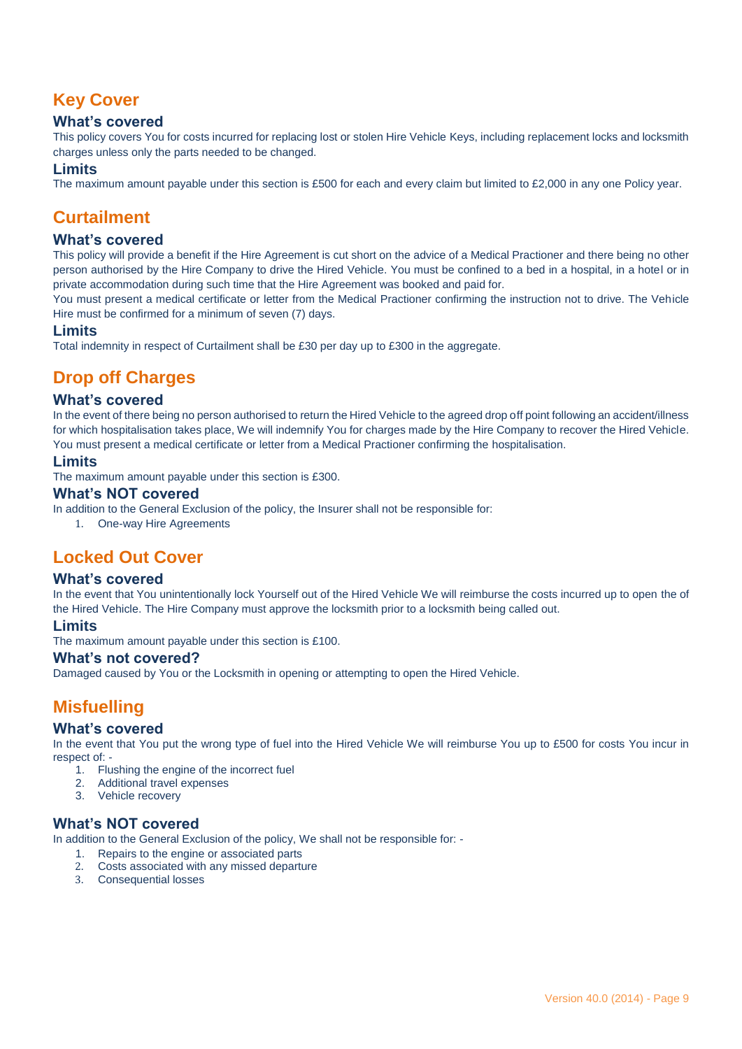## Key Cover

### What's covered

This policy covers You for costs incurred for replacing lost or stolen Hire Vehicle Keys, including replacement locks and locksmith charges unless only the parts needed to be changed.

### Limits

The maximum amount payable under this section is £500 for each and every claim but limited to £2,000 in any one Policy year.

## Curtailment

### What's covered

This policy will provide a benefit if the Hire Agreement is cut short on the advice of a Medical Practioner and there being no other person authorised by the Hire Company to drive the Hired Vehicle. You must be confined to a bed in a hospital, in a hotel or in private accommodation during such time that the Hire Agreement was booked and paid for.

You must present a medical certificate or letter from the Medical Practioner confirming the instruction not to drive. The Vehicle Hire must be confirmed for a minimum of seven (7) days.

### Limits

Total indemnity in respect of Curtailment shall be £30 per day up to £300 in the aggregate.

## Drop off Charges

### What's covered

In the event of there being no person authorised to return the Hired Vehicle to the agreed drop off point following an accident/illness for which hospitalisation takes place, We will indemnify You for charges made by the Hire Company to recover the Hired Vehicle. You must present a medical certificate or letter from a Medical Practioner confirming the hospitalisation.

### Limits

The maximum amount payable under this section is £300.

### What's NOT covered

In addition to the General Exclusion of the policy, the Insurer shall not be responsible for:

1. One-way Hire Agreements

## Locked Out Cover

### What's covered

In the event that You unintentionally lock Yourself out of the Hired Vehicle We will reimburse the costs incurred up to open the of the Hired Vehicle. The Hire Company must approve the locksmith prior to a locksmith being called out.

### Limits

The maximum amount payable under this section is £100.

### What's not covered?

Damaged caused by You or the Locksmith in opening or attempting to open the Hired Vehicle.

## Misfuelling

### What's covered

In the event that You put the wrong type of fuel into the Hired Vehicle We will reimburse You up to £500 for costs You incur in respect of: -

1. Flushing the engine of the incorrect fuel
2. Additional travel expenses
3. Vehicle recovery

### What's NOT covered

In addition to the General Exclusion of the policy, We shall not be responsible for: -

1. Repairs to the engine or associated parts
2. Costs associated with any missed departure
3. Consequential losses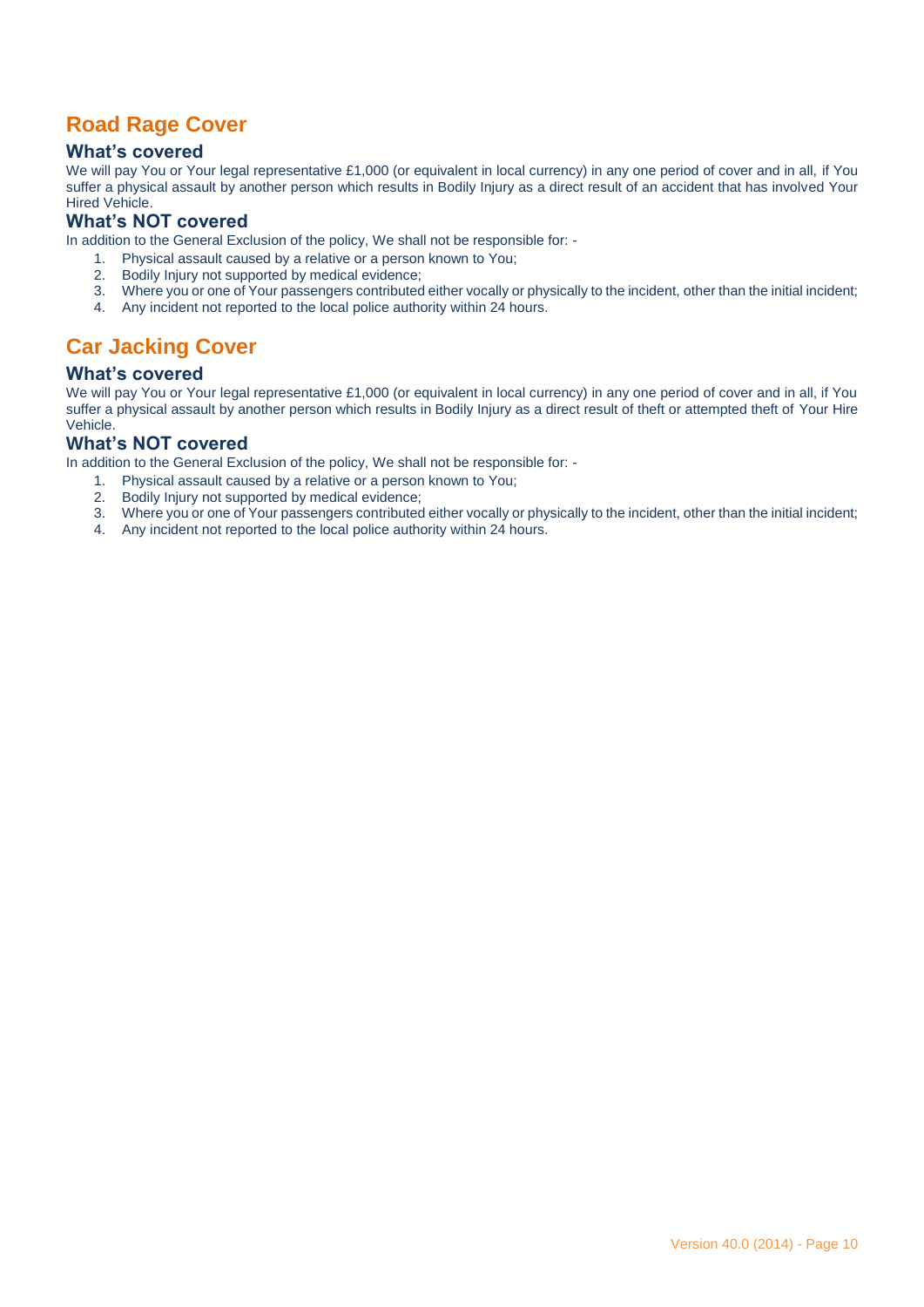## Road Rage Cover

### What's covered

We will pay You or Your legal representative £1,000 (or equivalent in local currency) in any one period of cover and in all, if You suffer a physical assault by another person which results in Bodily Injury as a direct result of an accident that has involved Your Hired Vehicle.

### What's NOT covered

In addition to the General Exclusion of the policy, We shall not be responsible for: -

1. Physical assault caused by a relative or a person known to You;
2. Bodily Injury not supported by medical evidence;
3. Where you or one of Your passengers contributed either vocally or physically to the incident, other than the initial incident;
4. Any incident not reported to the local police authority within 24 hours.

## Car Jacking Cover

### What's covered

We will pay You or Your legal representative £1,000 (or equivalent in local currency) in any one period of cover and in all, if You suffer a physical assault by another person which results in Bodily Injury as a direct result of theft or attempted theft of Your Hire Vehicle.

### What's NOT covered

In addition to the General Exclusion of the policy, We shall not be responsible for: -

1. Physical assault caused by a relative or a person known to You;
2. Bodily Injury not supported by medical evidence;
3. Where you or one of Your passengers contributed either vocally or physically to the incident, other than the initial incident;
4. Any incident not reported to the local police authority within 24 hours.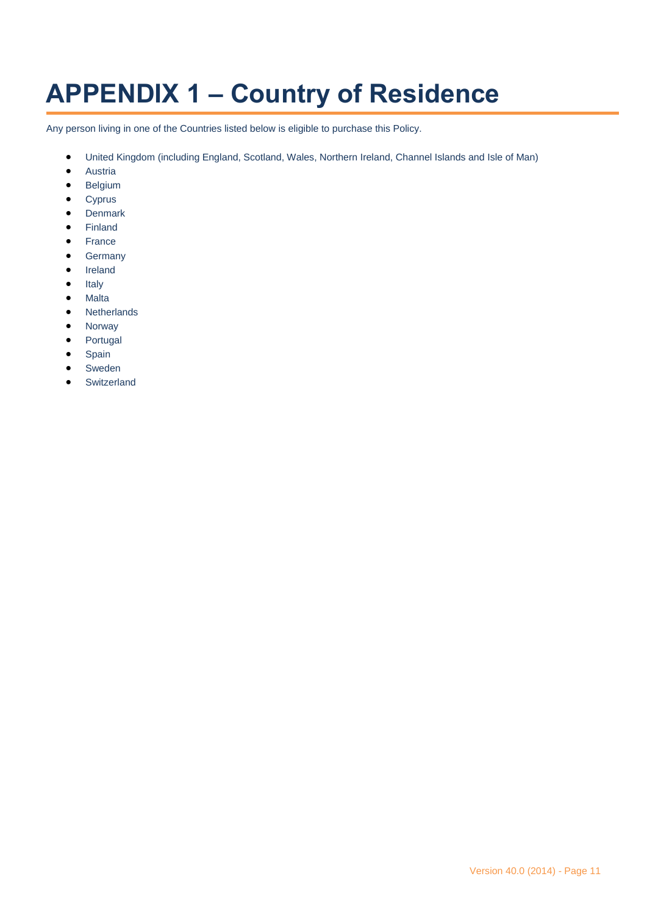# APPENDIX 1 – Country of Residence

Any person living in one of the Countries listed below is eligible to purchase this Policy.

- United Kingdom (including England, Scotland, Wales, Northern Ireland, Channel Islands and Isle of Man)
- Austria
- Belgium
- Cyprus
- Denmark
- Finland
- France
- Germany
- Ireland
- Italy
- Malta
- Netherlands
- Norway
- Portugal
- Spain
- Sweden
- Switzerland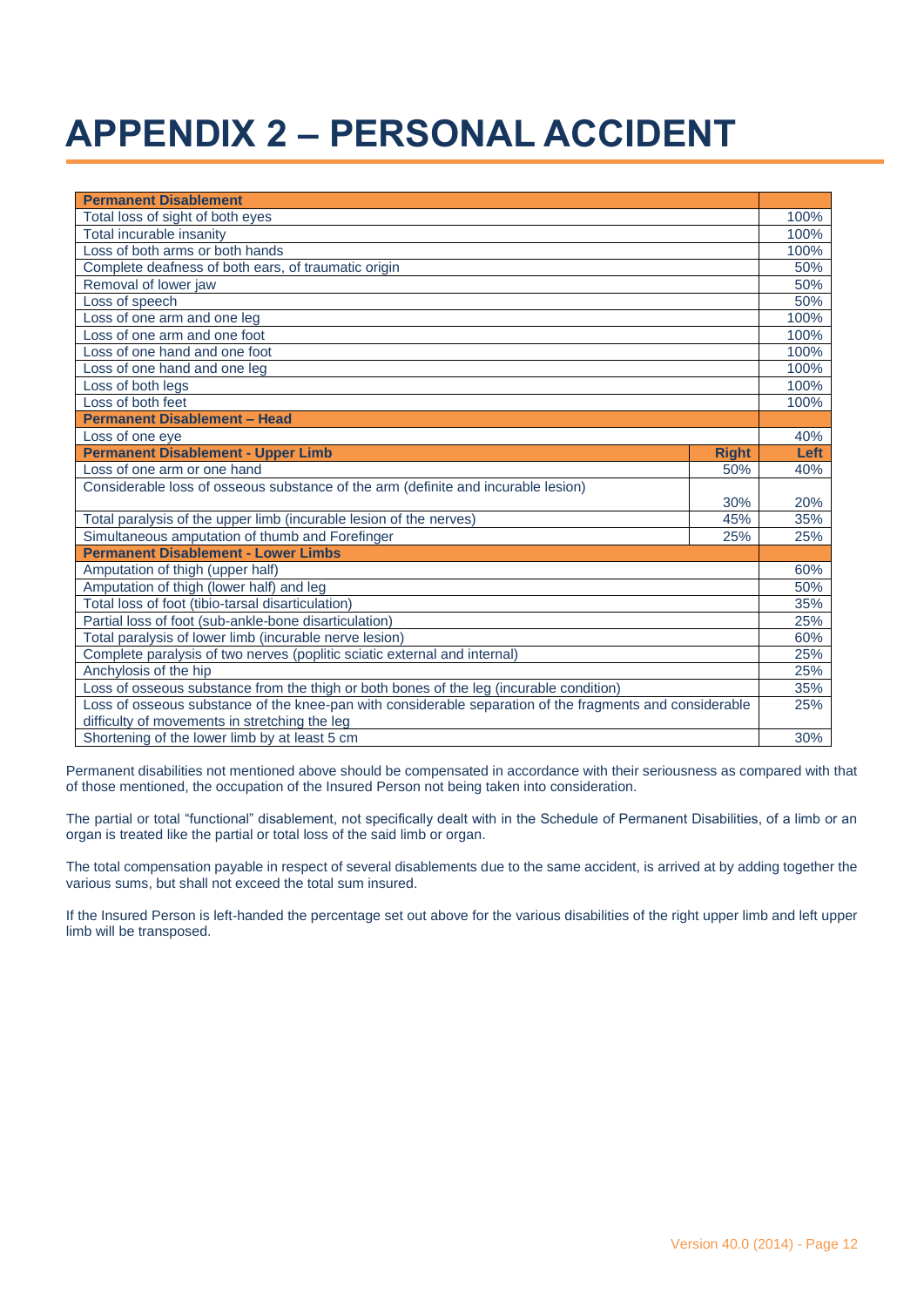# APPENDIX 2 – PERSONAL ACCIDENT

| **Permanent Disablement** | | |
|---|---|---|
| Total loss of sight of both eyes | | 100% |
| Total incurable insanity | | 100% |
| Loss of both arms or both hands | | 100% |
| Complete deafness of both ears, of traumatic origin | | 50% |
| Removal of lower jaw | | 50% |
| Loss of speech | | 50% |
| Loss of one arm and one leg | | 100% |
| Loss of one arm and one foot | | 100% |
| Loss of one hand and one foot | | 100% |
| Loss of one hand and one leg | | 100% |
| Loss of both legs | | 100% |
| Loss of both feet | | 100% |
| **Permanent Disablement – Head** | | |
| Loss of one eye | | 40% |
| **Permanent Disablement - Upper Limb** | **Right** | **Left** |
| Loss of one arm or one hand | 50% | 40% |
| Considerable loss of osseous substance of the arm (definite and incurable lesion) | 30% | 20% |
| Total paralysis of the upper limb (incurable lesion of the nerves) | 45% | 35% |
| Simultaneous amputation of thumb and Forefinger | 25% | 25% |
| **Permanent Disablement - Lower Limbs** | | |
| Amputation of thigh (upper half) | | 60% |
| Amputation of thigh (lower half) and leg | | 50% |
| Total loss of foot (tibio-tarsal disarticulation) | | 35% |
| Partial loss of foot (sub-ankle-bone disarticulation) | | 25% |
| Total paralysis of lower limb (incurable nerve lesion) | | 60% |
| Complete paralysis of two nerves (poplitic sciatic external and internal) | | 25% |
| Anchylosis of the hip | | 25% |
| Loss of osseous substance from the thigh or both bones of the leg (incurable condition) | | 35% |
| Loss of osseous substance of the knee-pan with considerable separation of the fragments and considerable difficulty of movements in stretching the leg | | 25% |
| Shortening of the lower limb by at least 5 cm | | 30% |

Permanent disabilities not mentioned above should be compensated in accordance with their seriousness as compared with that of those mentioned, the occupation of the Insured Person not being taken into consideration.

The partial or total "functional" disablement, not specifically dealt with in the Schedule of Permanent Disabilities, of a limb or an organ is treated like the partial or total loss of the said limb or organ.

The total compensation payable in respect of several disablements due to the same accident, is arrived at by adding together the various sums, but shall not exceed the total sum insured.

If the Insured Person is left-handed the percentage set out above for the various disabilities of the right upper limb and left upper limb will be transposed.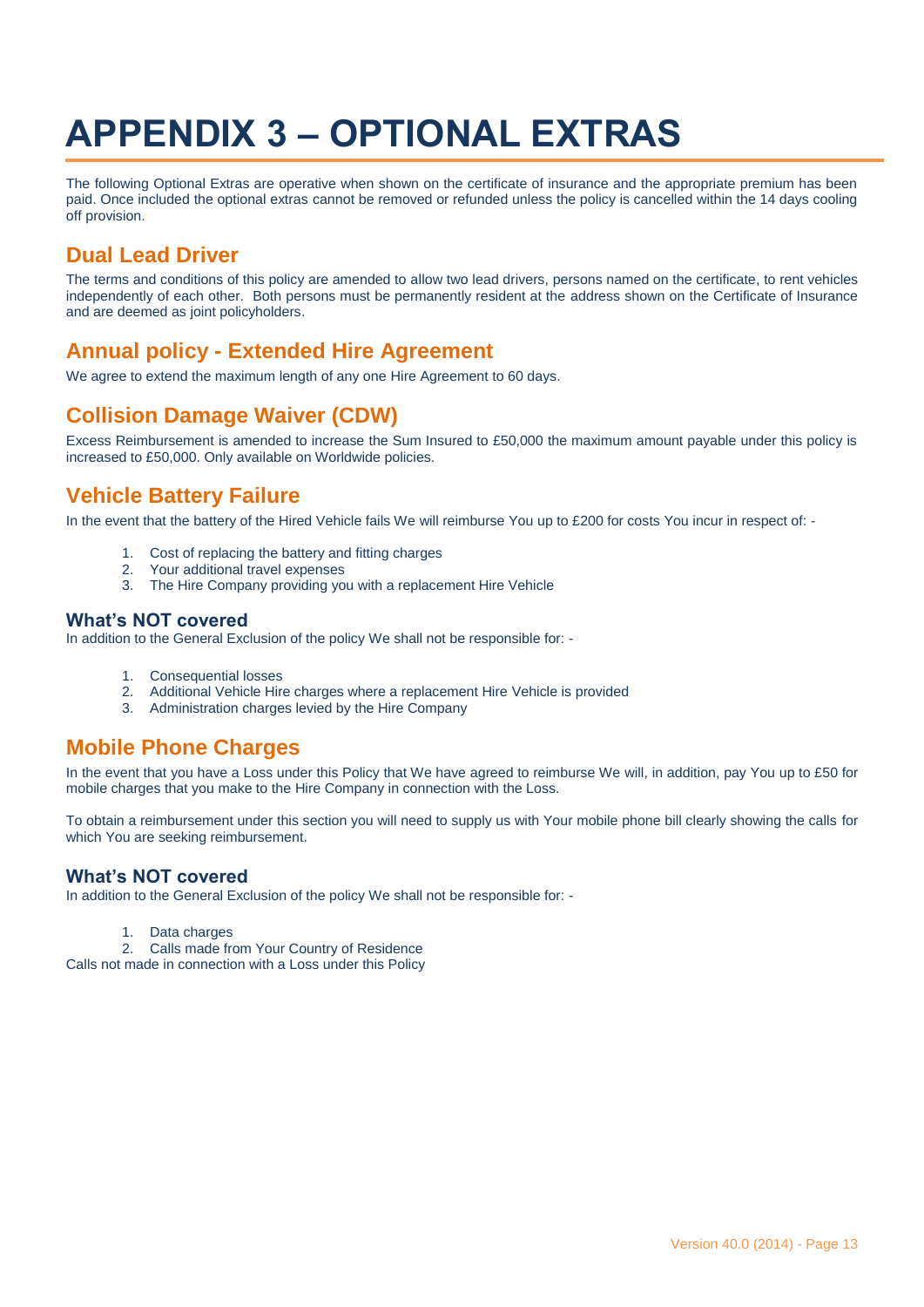# APPENDIX 3 – OPTIONAL EXTRAS

The following Optional Extras are operative when shown on the certificate of insurance and the appropriate premium has been paid. Once included the optional extras cannot be removed or refunded unless the policy is cancelled within the 14 days cooling off provision.

## Dual Lead Driver

The terms and conditions of this policy are amended to allow two lead drivers, persons named on the certificate, to rent vehicles independently of each other. Both persons must be permanently resident at the address shown on the Certificate of Insurance and are deemed as joint policyholders.

## Annual policy - Extended Hire Agreement

We agree to extend the maximum length of any one Hire Agreement to 60 days.

## Collision Damage Waiver (CDW)

Excess Reimbursement is amended to increase the Sum Insured to £50,000 the maximum amount payable under this policy is increased to £50,000. Only available on Worldwide policies.

## Vehicle Battery Failure

In the event that the battery of the Hired Vehicle fails We will reimburse You up to £200 for costs You incur in respect of: -

1. Cost of replacing the battery and fitting charges
2. Your additional travel expenses
3. The Hire Company providing you with a replacement Hire Vehicle

### What's NOT covered

In addition to the General Exclusion of the policy We shall not be responsible for: -

1. Consequential losses
2. Additional Vehicle Hire charges where a replacement Hire Vehicle is provided
3. Administration charges levied by the Hire Company

## Mobile Phone Charges

In the event that you have a Loss under this Policy that We have agreed to reimburse We will, in addition, pay You up to £50 for mobile charges that you make to the Hire Company in connection with the Loss.

To obtain a reimbursement under this section you will need to supply us with Your mobile phone bill clearly showing the calls for which You are seeking reimbursement.

### What's NOT covered

In addition to the General Exclusion of the policy We shall not be responsible for: -

1. Data charges
2. Calls made from Your Country of Residence

Calls not made in connection with a Loss under this Policy